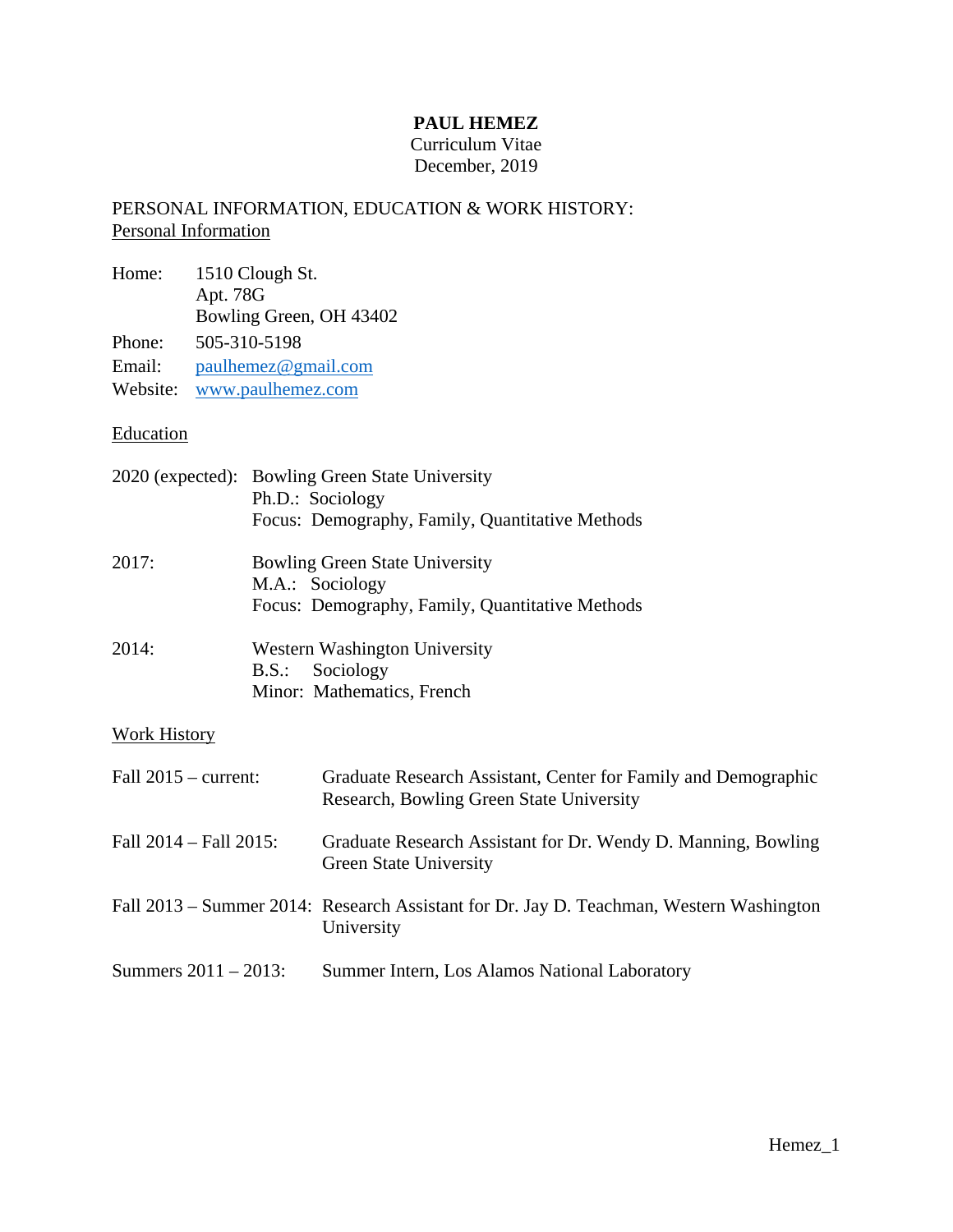# PAUL HEMEZ

Curriculum Vitae
December, 2019

## PERSONAL INFORMATION, EDUCATION & WORK HISTORY:

### Personal Information

| | |
|---|---|
| Home: | 1510 Clough St.<br>Apt. 78G<br>Bowling Green, OH 43402 |
| Phone: | 505-310-5198 |
| Email: | paulhemez@gmail.com |
| Website: | www.paulhemez.com |

### Education

| | |
|---|---|
| 2020 (expected): | Bowling Green State University<br>Ph.D.: Sociology<br>Focus: Demography, Family, Quantitative Methods |
| 2017: | Bowling Green State University<br>M.A.: Sociology<br>Focus: Demography, Family, Quantitative Methods |
| 2014: | Western Washington University<br>B.S.: Sociology<br>Minor: Mathematics, French |

### Work History

| | |
|---|---|
| Fall 2015 – current: | Graduate Research Assistant, Center for Family and Demographic Research, Bowling Green State University |
| Fall 2014 – Fall 2015: | Graduate Research Assistant for Dr. Wendy D. Manning, Bowling Green State University |
| Fall 2013 – Summer 2014: | Research Assistant for Dr. Jay D. Teachman, Western Washington University |
| Summers 2011 – 2013: | Summer Intern, Los Alamos National Laboratory |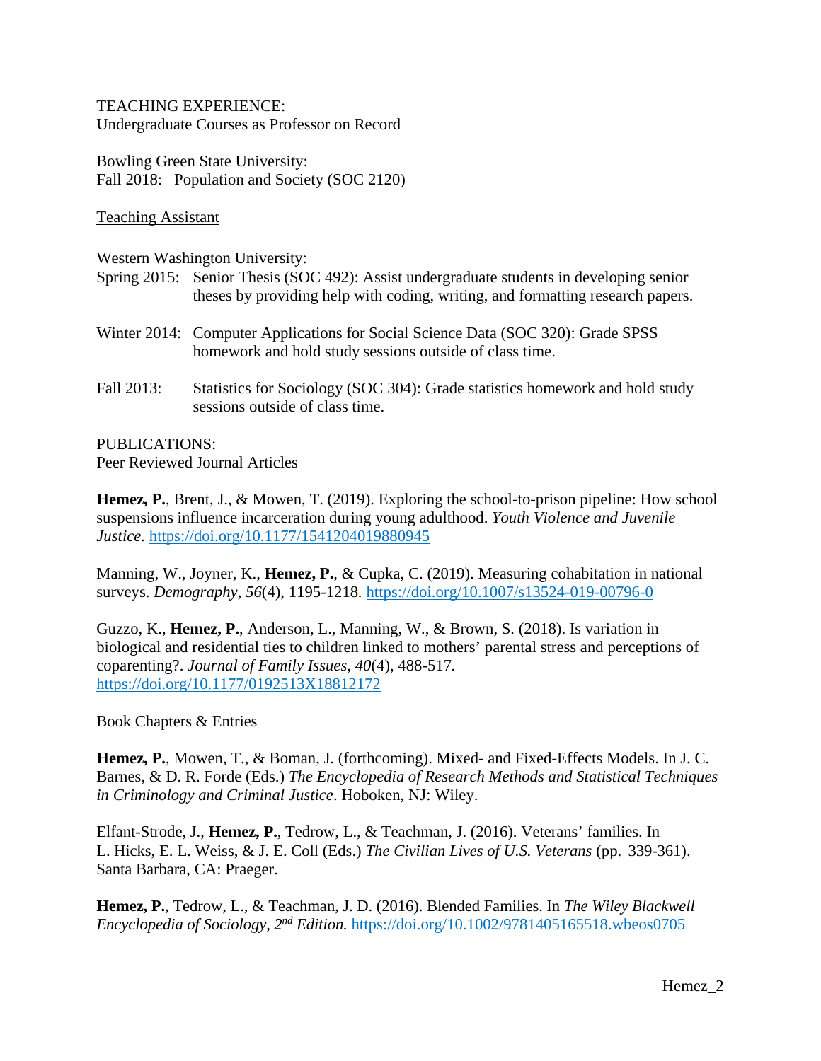## TEACHING EXPERIENCE:

### Undergraduate Courses as Professor on Record

Bowling Green State University:
Fall 2018: Population and Society (SOC 2120)

### Teaching Assistant

Western Washington University:

Spring 2015: Senior Thesis (SOC 492): Assist undergraduate students in developing senior theses by providing help with coding, writing, and formatting research papers.

Winter 2014: Computer Applications for Social Science Data (SOC 320): Grade SPSS homework and hold study sessions outside of class time.

Fall 2013: Statistics for Sociology (SOC 304): Grade statistics homework and hold study sessions outside of class time.

## PUBLICATIONS:

### Peer Reviewed Journal Articles

**Hemez, P.**, Brent, J., & Mowen, T. (2019). Exploring the school-to-prison pipeline: How school suspensions influence incarceration during young adulthood. *Youth Violence and Juvenile Justice.* https://doi.org/10.1177/1541204019880945

Manning, W., Joyner, K., **Hemez, P.**, & Cupka, C. (2019). Measuring cohabitation in national surveys. *Demography*, *56*(4), 1195-1218. https://doi.org/10.1007/s13524-019-00796-0

Guzzo, K., **Hemez, P.**, Anderson, L., Manning, W., & Brown, S. (2018). Is variation in biological and residential ties to children linked to mothers' parental stress and perceptions of coparenting?. *Journal of Family Issues, 40*(4), 488-517. https://doi.org/10.1177/0192513X18812172

### Book Chapters & Entries

**Hemez, P.**, Mowen, T., & Boman, J. (forthcoming). Mixed- and Fixed-Effects Models. In J. C. Barnes, & D. R. Forde (Eds.) *The Encyclopedia of Research Methods and Statistical Techniques in Criminology and Criminal Justice*. Hoboken, NJ: Wiley.

Elfant-Strode, J., **Hemez, P.**, Tedrow, L., & Teachman, J. (2016). Veterans' families. In L. Hicks, E. L. Weiss, & J. E. Coll (Eds.) *The Civilian Lives of U.S. Veterans* (pp. 339-361). Santa Barbara, CA: Praeger.

**Hemez, P.**, Tedrow, L., & Teachman, J. D. (2016). Blended Families. In *The Wiley Blackwell Encyclopedia of Sociology, 2nd Edition.* https://doi.org/10.1002/9781405165518.wbeos0705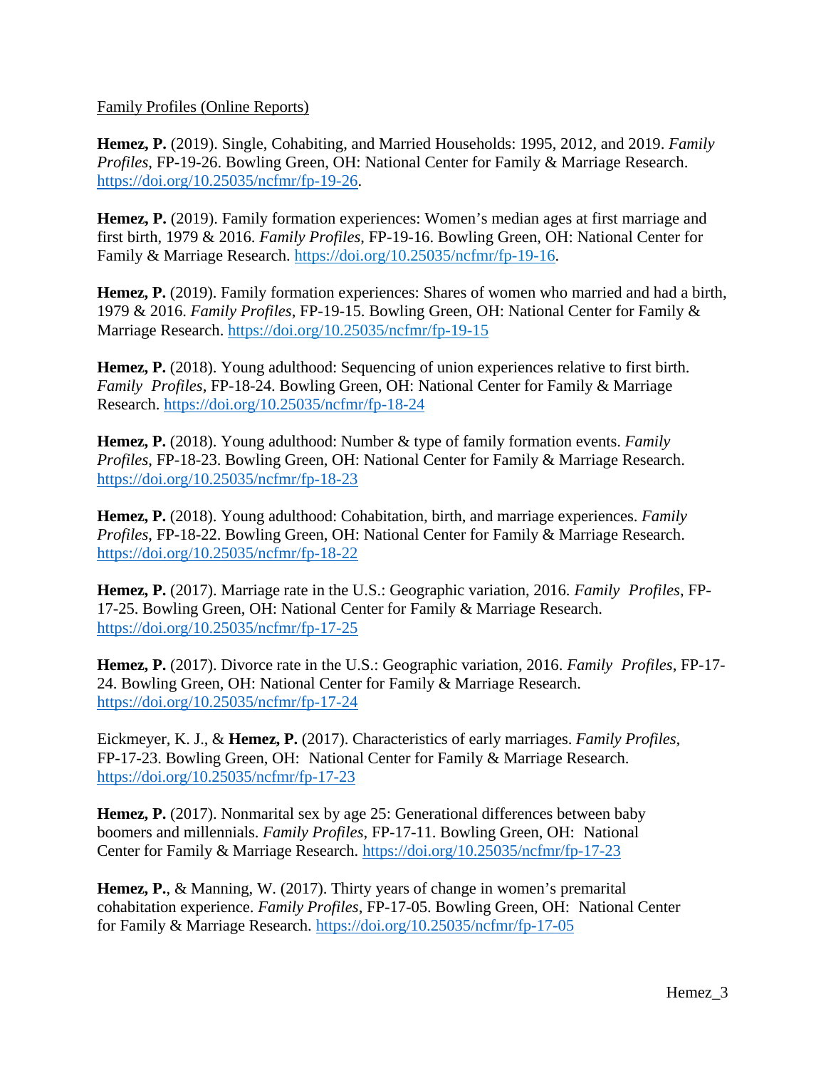Family Profiles (Online Reports)

**Hemez, P.** (2019). Single, Cohabiting, and Married Households: 1995, 2012, and 2019. *Family Profiles*, FP-19-26. Bowling Green, OH: National Center for Family & Marriage Research. https://doi.org/10.25035/ncfmr/fp-19-26.

**Hemez, P.** (2019). Family formation experiences: Women's median ages at first marriage and first birth, 1979 & 2016. *Family Profiles*, FP-19-16. Bowling Green, OH: National Center for Family & Marriage Research. https://doi.org/10.25035/ncfmr/fp-19-16.

**Hemez, P.** (2019). Family formation experiences: Shares of women who married and had a birth, 1979 & 2016. *Family Profiles*, FP-19-15. Bowling Green, OH: National Center for Family & Marriage Research. https://doi.org/10.25035/ncfmr/fp-19-15

**Hemez, P.** (2018). Young adulthood: Sequencing of union experiences relative to first birth. *Family Profiles*, FP-18-24. Bowling Green, OH: National Center for Family & Marriage Research. https://doi.org/10.25035/ncfmr/fp-18-24

**Hemez, P.** (2018). Young adulthood: Number & type of family formation events. *Family Profiles*, FP-18-23. Bowling Green, OH: National Center for Family & Marriage Research. https://doi.org/10.25035/ncfmr/fp-18-23

**Hemez, P.** (2018). Young adulthood: Cohabitation, birth, and marriage experiences. *Family Profiles*, FP-18-22. Bowling Green, OH: National Center for Family & Marriage Research. https://doi.org/10.25035/ncfmr/fp-18-22

**Hemez, P.** (2017). Marriage rate in the U.S.: Geographic variation, 2016. *Family Profiles*, FP-17-25. Bowling Green, OH: National Center for Family & Marriage Research. https://doi.org/10.25035/ncfmr/fp-17-25

**Hemez, P.** (2017). Divorce rate in the U.S.: Geographic variation, 2016. *Family Profiles*, FP-17-24. Bowling Green, OH: National Center for Family & Marriage Research. https://doi.org/10.25035/ncfmr/fp-17-24

Eickmeyer, K. J., & **Hemez, P.** (2017). Characteristics of early marriages. *Family Profiles*, FP-17-23. Bowling Green, OH: National Center for Family & Marriage Research. https://doi.org/10.25035/ncfmr/fp-17-23

**Hemez, P.** (2017). Nonmarital sex by age 25: Generational differences between baby boomers and millennials. *Family Profiles*, FP-17-11. Bowling Green, OH: National Center for Family & Marriage Research. https://doi.org/10.25035/ncfmr/fp-17-23

**Hemez, P.**, & Manning, W. (2017). Thirty years of change in women's premarital cohabitation experience. *Family Profiles*, FP-17-05. Bowling Green, OH: National Center for Family & Marriage Research. https://doi.org/10.25035/ncfmr/fp-17-05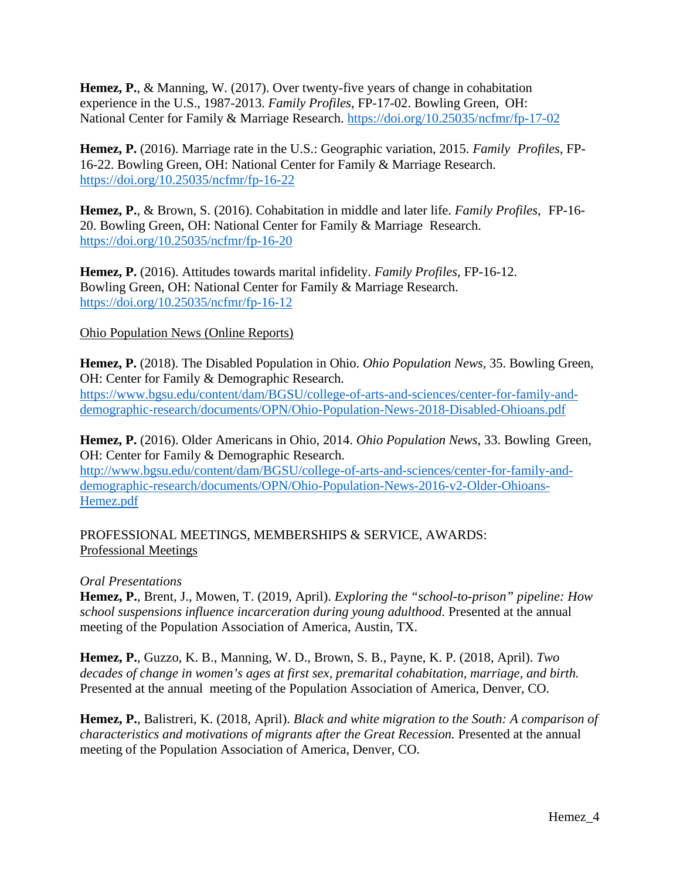**Hemez, P.**, & Manning, W. (2017). Over twenty-five years of change in cohabitation experience in the U.S., 1987-2013. *Family Profiles*, FP-17-02. Bowling Green, OH: National Center for Family & Marriage Research. https://doi.org/10.25035/ncfmr/fp-17-02

**Hemez, P.** (2016). Marriage rate in the U.S.: Geographic variation, 2015. *Family Profiles*, FP-16-22. Bowling Green, OH: National Center for Family & Marriage Research. https://doi.org/10.25035/ncfmr/fp-16-22

**Hemez, P.**, & Brown, S. (2016). Cohabitation in middle and later life. *Family Profiles*, FP-16-20. Bowling Green, OH: National Center for Family & Marriage Research. https://doi.org/10.25035/ncfmr/fp-16-20

**Hemez, P.** (2016). Attitudes towards marital infidelity. *Family Profiles*, FP-16-12. Bowling Green, OH: National Center for Family & Marriage Research. https://doi.org/10.25035/ncfmr/fp-16-12

Ohio Population News (Online Reports)

**Hemez, P.** (2018). The Disabled Population in Ohio. *Ohio Population News*, 35. Bowling Green, OH: Center for Family & Demographic Research. https://www.bgsu.edu/content/dam/BGSU/college-of-arts-and-sciences/center-for-family-and-demographic-research/documents/OPN/Ohio-Population-News-2018-Disabled-Ohioans.pdf

**Hemez, P.** (2016). Older Americans in Ohio, 2014. *Ohio Population News*, 33. Bowling Green, OH: Center for Family & Demographic Research. http://www.bgsu.edu/content/dam/BGSU/college-of-arts-and-sciences/center-for-family-and-demographic-research/documents/OPN/Ohio-Population-News-2016-v2-Older-Ohioans-Hemez.pdf

PROFESSIONAL MEETINGS, MEMBERSHIPS & SERVICE, AWARDS:

Professional Meetings

*Oral Presentations*

**Hemez, P.**, Brent, J., Mowen, T. (2019, April). *Exploring the "school-to-prison" pipeline: How school suspensions influence incarceration during young adulthood.* Presented at the annual meeting of the Population Association of America, Austin, TX.

**Hemez, P.**, Guzzo, K. B., Manning, W. D., Brown, S. B., Payne, K. P. (2018, April). *Two decades of change in women's ages at first sex, premarital cohabitation, marriage, and birth.* Presented at the annual meeting of the Population Association of America, Denver, CO.

**Hemez, P.**, Balistreri, K. (2018, April). *Black and white migration to the South: A comparison of characteristics and motivations of migrants after the Great Recession.* Presented at the annual meeting of the Population Association of America, Denver, CO.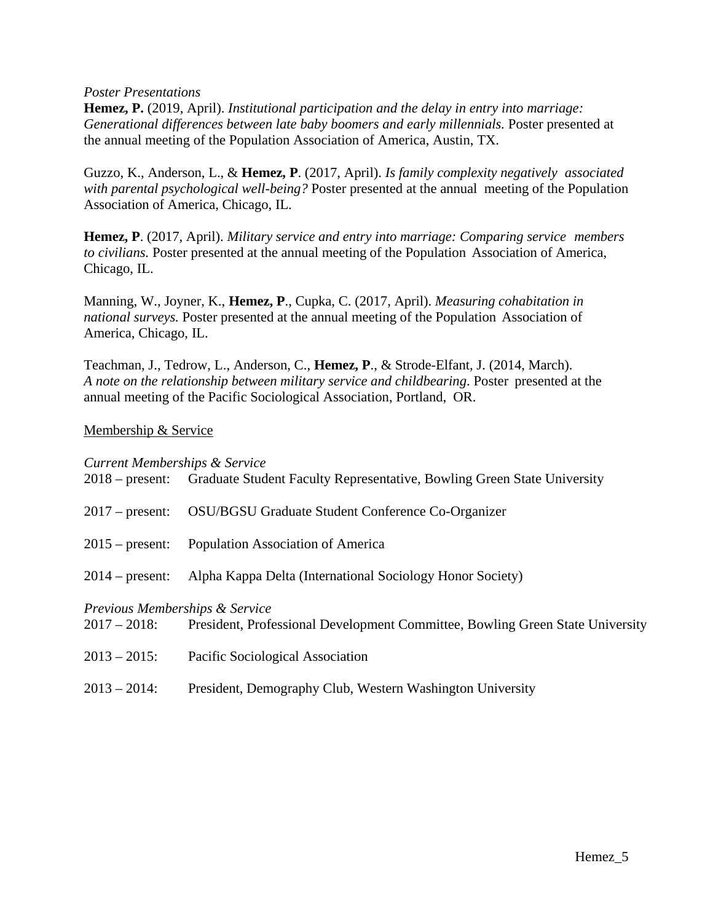*Poster Presentations*

**Hemez, P.** (2019, April). *Institutional participation and the delay in entry into marriage: Generational differences between late baby boomers and early millennials.* Poster presented at the annual meeting of the Population Association of America, Austin, TX.

Guzzo, K., Anderson, L., & **Hemez, P**. (2017, April). *Is family complexity negatively associated with parental psychological well-being?* Poster presented at the annual meeting of the Population Association of America, Chicago, IL.

**Hemez, P**. (2017, April). *Military service and entry into marriage: Comparing service members to civilians.* Poster presented at the annual meeting of the Population Association of America, Chicago, IL.

Manning, W., Joyner, K., **Hemez, P**., Cupka, C. (2017, April). *Measuring cohabitation in national surveys.* Poster presented at the annual meeting of the Population Association of America, Chicago, IL.

Teachman, J., Tedrow, L., Anderson, C., **Hemez, P**., & Strode-Elfant, J. (2014, March). *A note on the relationship between military service and childbearing*. Poster presented at the annual meeting of the Pacific Sociological Association, Portland, OR.

## Membership & Service

*Current Memberships & Service*

2018 – present: Graduate Student Faculty Representative, Bowling Green State University

2017 – present: OSU/BGSU Graduate Student Conference Co-Organizer

2015 – present: Population Association of America

2014 – present: Alpha Kappa Delta (International Sociology Honor Society)

*Previous Memberships & Service*

2017 – 2018: President, Professional Development Committee, Bowling Green State University

2013 – 2015: Pacific Sociological Association

2013 – 2014: President, Demography Club, Western Washington University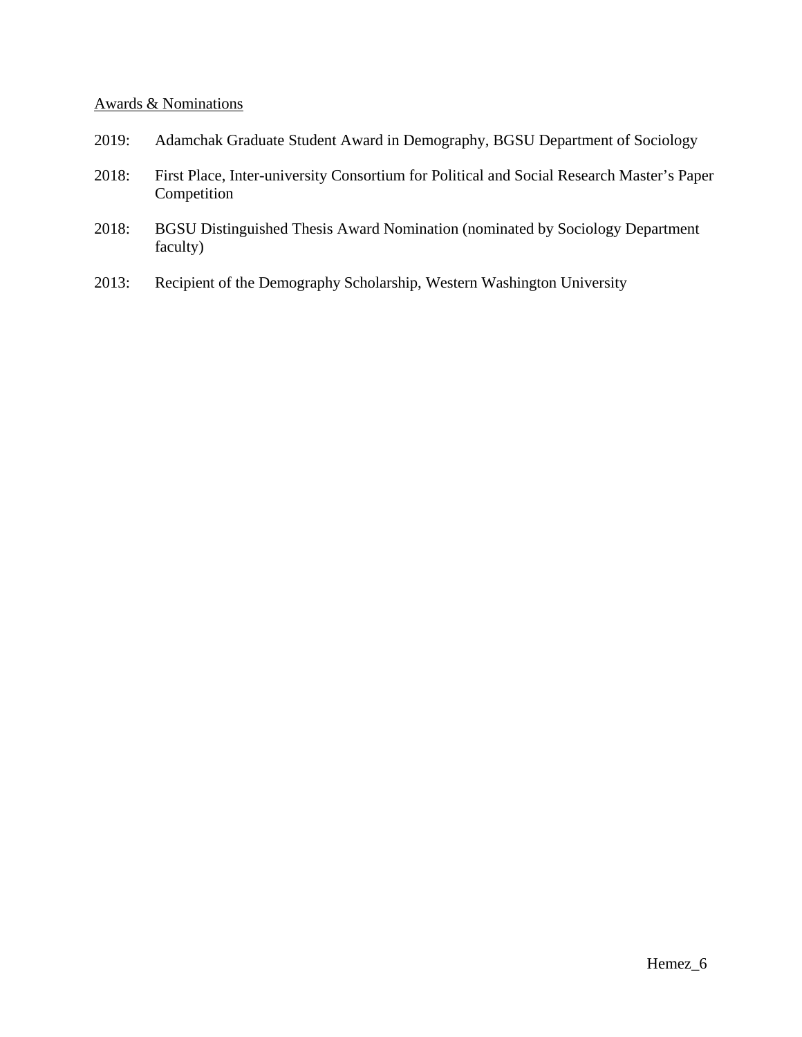## Awards & Nominations

2019: Adamchak Graduate Student Award in Demography, BGSU Department of Sociology

2018: First Place, Inter-university Consortium for Political and Social Research Master's Paper Competition

2018: BGSU Distinguished Thesis Award Nomination (nominated by Sociology Department faculty)

2013: Recipient of the Demography Scholarship, Western Washington University